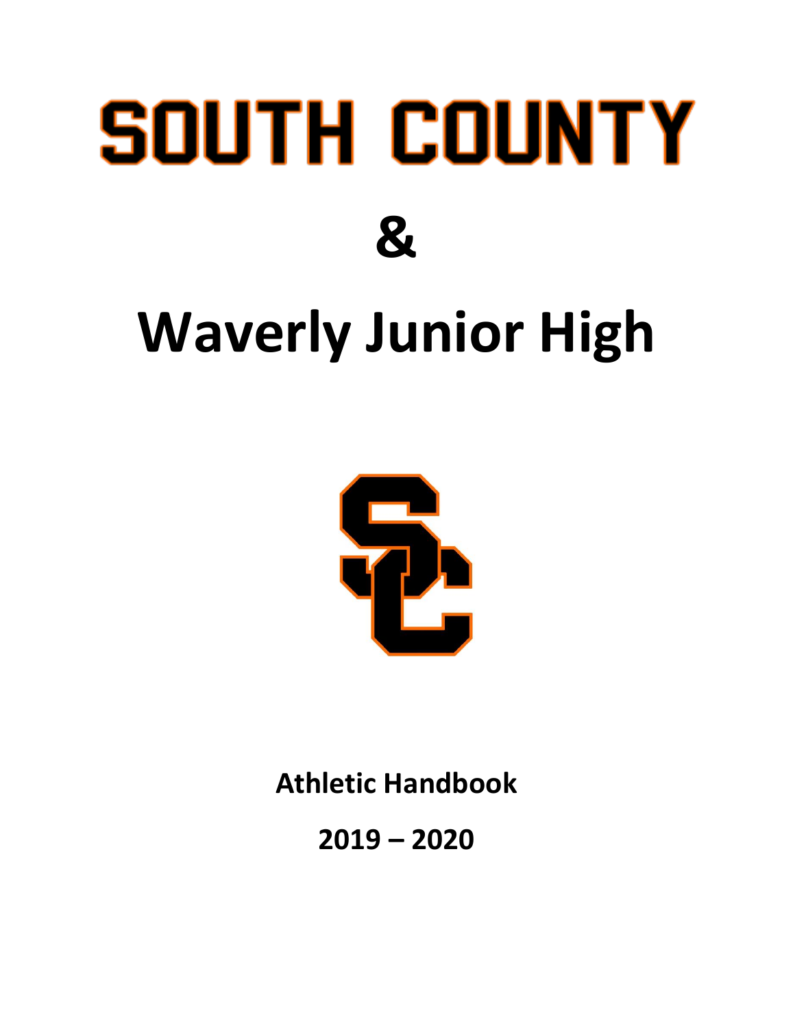# SOUTH COUNTY

# &

# Waverly Junior High

**Athletic Handbook**

**2019 – 2020**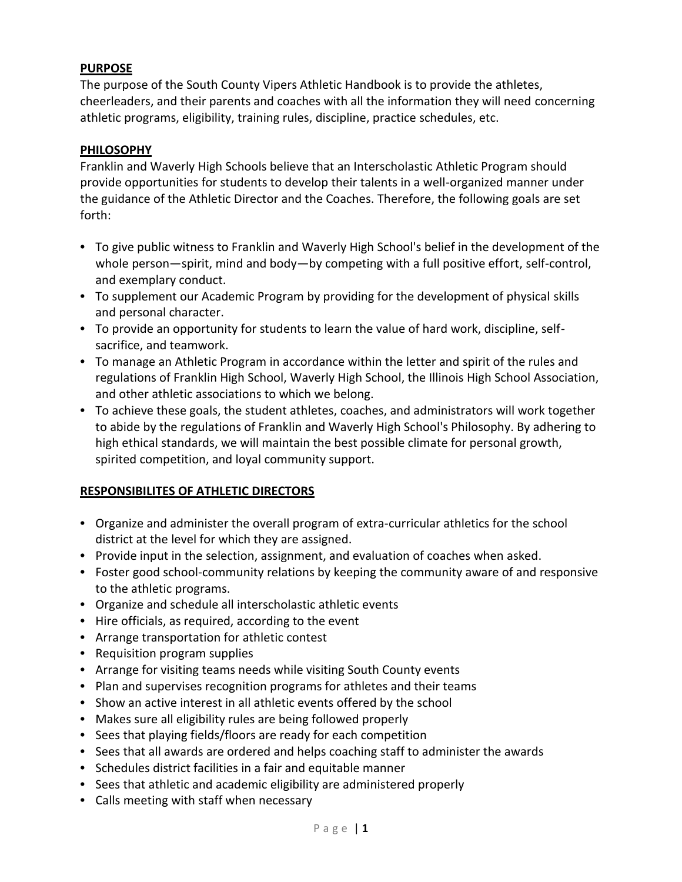## PURPOSE

The purpose of the South County Vipers Athletic Handbook is to provide the athletes, cheerleaders, and their parents and coaches with all the information they will need concerning athletic programs, eligibility, training rules, discipline, practice schedules, etc.

## PHILOSOPHY

Franklin and Waverly High Schools believe that an Interscholastic Athletic Program should provide opportunities for students to develop their talents in a well-organized manner under the guidance of the Athletic Director and the Coaches. Therefore, the following goals are set forth:

- To give public witness to Franklin and Waverly High School's belief in the development of the whole person—spirit, mind and body—by competing with a full positive effort, self-control, and exemplary conduct.
- To supplement our Academic Program by providing for the development of physical skills and personal character.
- To provide an opportunity for students to learn the value of hard work, discipline, self-sacrifice, and teamwork.
- To manage an Athletic Program in accordance within the letter and spirit of the rules and regulations of Franklin High School, Waverly High School, the Illinois High School Association, and other athletic associations to which we belong.
- To achieve these goals, the student athletes, coaches, and administrators will work together to abide by the regulations of Franklin and Waverly High School's Philosophy. By adhering to high ethical standards, we will maintain the best possible climate for personal growth, spirited competition, and loyal community support.

## RESPONSIBILITES OF ATHLETIC DIRECTORS

- Organize and administer the overall program of extra-curricular athletics for the school district at the level for which they are assigned.
- Provide input in the selection, assignment, and evaluation of coaches when asked.
- Foster good school-community relations by keeping the community aware of and responsive to the athletic programs.
- Organize and schedule all interscholastic athletic events
- Hire officials, as required, according to the event
- Arrange transportation for athletic contest
- Requisition program supplies
- Arrange for visiting teams needs while visiting South County events
- Plan and supervises recognition programs for athletes and their teams
- Show an active interest in all athletic events offered by the school
- Makes sure all eligibility rules are being followed properly
- Sees that playing fields/floors are ready for each competition
- Sees that all awards are ordered and helps coaching staff to administer the awards
- Schedules district facilities in a fair and equitable manner
- Sees that athletic and academic eligibility are administered properly
- Calls meeting with staff when necessary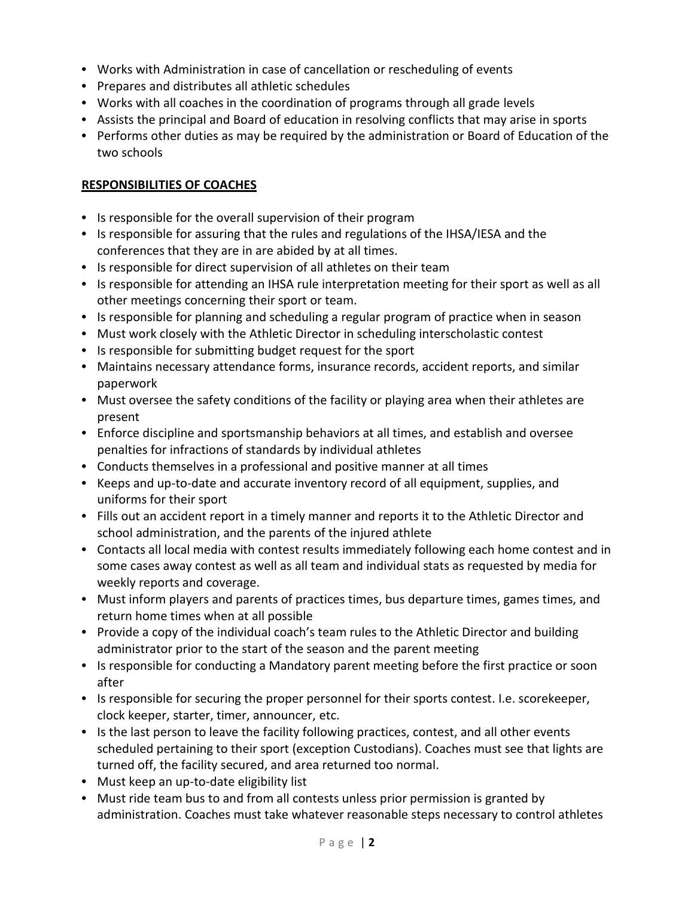- Works with Administration in case of cancellation or rescheduling of events
- Prepares and distributes all athletic schedules
- Works with all coaches in the coordination of programs through all grade levels
- Assists the principal and Board of education in resolving conflicts that may arise in sports
- Performs other duties as may be required by the administration or Board of Education of the two schools

**RESPONSIBILITIES OF COACHES**

- Is responsible for the overall supervision of their program
- Is responsible for assuring that the rules and regulations of the IHSA/IESA and the conferences that they are in are abided by at all times.
- Is responsible for direct supervision of all athletes on their team
- Is responsible for attending an IHSA rule interpretation meeting for their sport as well as all other meetings concerning their sport or team.
- Is responsible for planning and scheduling a regular program of practice when in season
- Must work closely with the Athletic Director in scheduling interscholastic contest
- Is responsible for submitting budget request for the sport
- Maintains necessary attendance forms, insurance records, accident reports, and similar paperwork
- Must oversee the safety conditions of the facility or playing area when their athletes are present
- Enforce discipline and sportsmanship behaviors at all times, and establish and oversee penalties for infractions of standards by individual athletes
- Conducts themselves in a professional and positive manner at all times
- Keeps and up-to-date and accurate inventory record of all equipment, supplies, and uniforms for their sport
- Fills out an accident report in a timely manner and reports it to the Athletic Director and school administration, and the parents of the injured athlete
- Contacts all local media with contest results immediately following each home contest and in some cases away contest as well as all team and individual stats as requested by media for weekly reports and coverage.
- Must inform players and parents of practices times, bus departure times, games times, and return home times when at all possible
- Provide a copy of the individual coach's team rules to the Athletic Director and building administrator prior to the start of the season and the parent meeting
- Is responsible for conducting a Mandatory parent meeting before the first practice or soon after
- Is responsible for securing the proper personnel for their sports contest. I.e. scorekeeper, clock keeper, starter, timer, announcer, etc.
- Is the last person to leave the facility following practices, contest, and all other events scheduled pertaining to their sport (exception Custodians). Coaches must see that lights are turned off, the facility secured, and area returned too normal.
- Must keep an up-to-date eligibility list
- Must ride team bus to and from all contests unless prior permission is granted by administration. Coaches must take whatever reasonable steps necessary to control athletes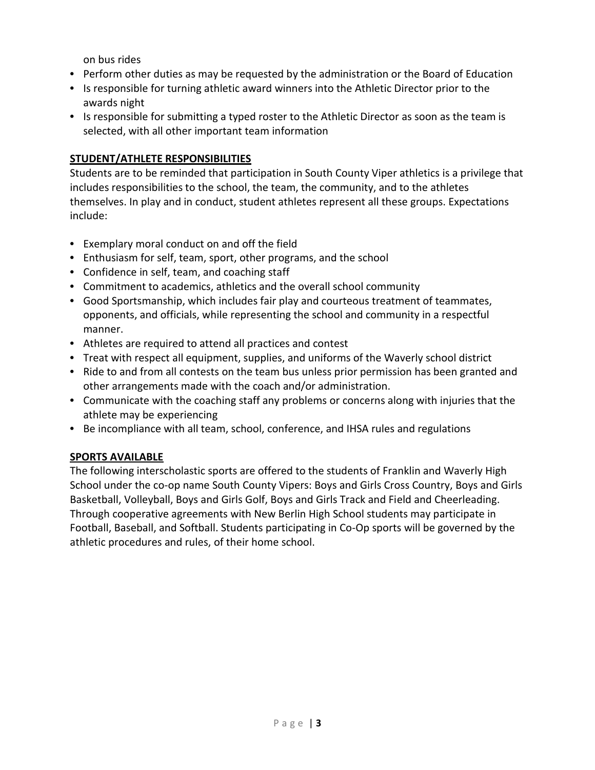on bus rides

- Perform other duties as may be requested by the administration or the Board of Education
- Is responsible for turning athletic award winners into the Athletic Director prior to the awards night
- Is responsible for submitting a typed roster to the Athletic Director as soon as the team is selected, with all other important team information

**STUDENT/ATHLETE RESPONSIBILITIES**

Students are to be reminded that participation in South County Viper athletics is a privilege that includes responsibilities to the school, the team, the community, and to the athletes themselves. In play and in conduct, student athletes represent all these groups. Expectations include:

- Exemplary moral conduct on and off the field
- Enthusiasm for self, team, sport, other programs, and the school
- Confidence in self, team, and coaching staff
- Commitment to academics, athletics and the overall school community
- Good Sportsmanship, which includes fair play and courteous treatment of teammates, opponents, and officials, while representing the school and community in a respectful manner.
- Athletes are required to attend all practices and contest
- Treat with respect all equipment, supplies, and uniforms of the Waverly school district
- Ride to and from all contests on the team bus unless prior permission has been granted and other arrangements made with the coach and/or administration.
- Communicate with the coaching staff any problems or concerns along with injuries that the athlete may be experiencing
- Be incompliance with all team, school, conference, and IHSA rules and regulations

**SPORTS AVAILABLE**

The following interscholastic sports are offered to the students of Franklin and Waverly High School under the co-op name South County Vipers: Boys and Girls Cross Country, Boys and Girls Basketball, Volleyball, Boys and Girls Golf, Boys and Girls Track and Field and Cheerleading. Through cooperative agreements with New Berlin High School students may participate in Football, Baseball, and Softball. Students participating in Co-Op sports will be governed by the athletic procedures and rules, of their home school.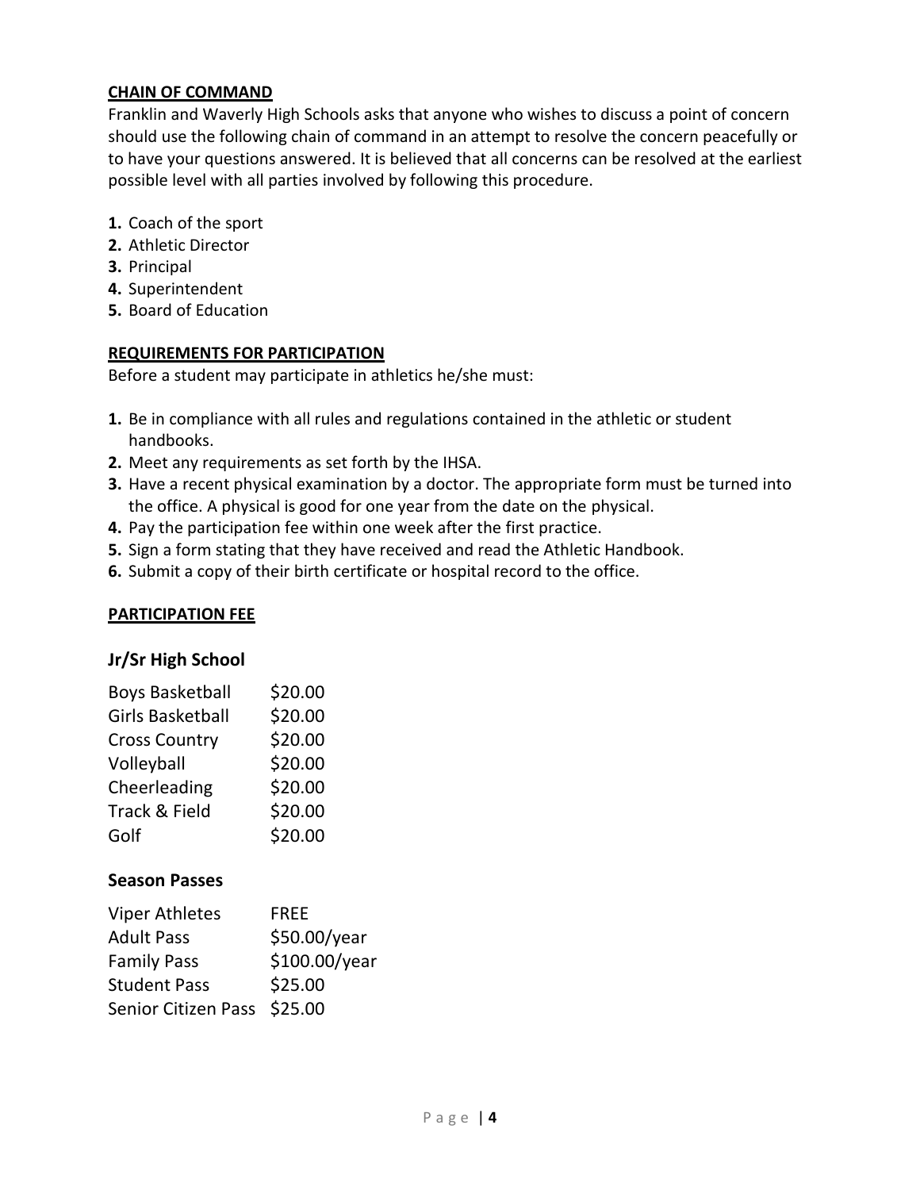## CHAIN OF COMMAND

Franklin and Waverly High Schools asks that anyone who wishes to discuss a point of concern should use the following chain of command in an attempt to resolve the concern peacefully or to have your questions answered. It is believed that all concerns can be resolved at the earliest possible level with all parties involved by following this procedure.

1. Coach of the sport
2. Athletic Director
3. Principal
4. Superintendent
5. Board of Education

## REQUIREMENTS FOR PARTICIPATION

Before a student may participate in athletics he/she must:

1. Be in compliance with all rules and regulations contained in the athletic or student handbooks.
2. Meet any requirements as set forth by the IHSA.
3. Have a recent physical examination by a doctor. The appropriate form must be turned into the office. A physical is good for one year from the date on the physical.
4. Pay the participation fee within one week after the first practice.
5. Sign a form stating that they have received and read the Athletic Handbook.
6. Submit a copy of their birth certificate or hospital record to the office.

## PARTICIPATION FEE

### Jr/Sr High School

| Sport | Fee |
|---|---|
| Boys Basketball | $20.00 |
| Girls Basketball | $20.00 |
| Cross Country | $20.00 |
| Volleyball | $20.00 |
| Cheerleading | $20.00 |
| Track & Field | $20.00 |
| Golf | $20.00 |

### Season Passes

| Pass | Price |
|---|---|
| Viper Athletes | FREE |
| Adult Pass | $50.00/year |
| Family Pass | $100.00/year |
| Student Pass | $25.00 |
| Senior Citizen Pass | $25.00 |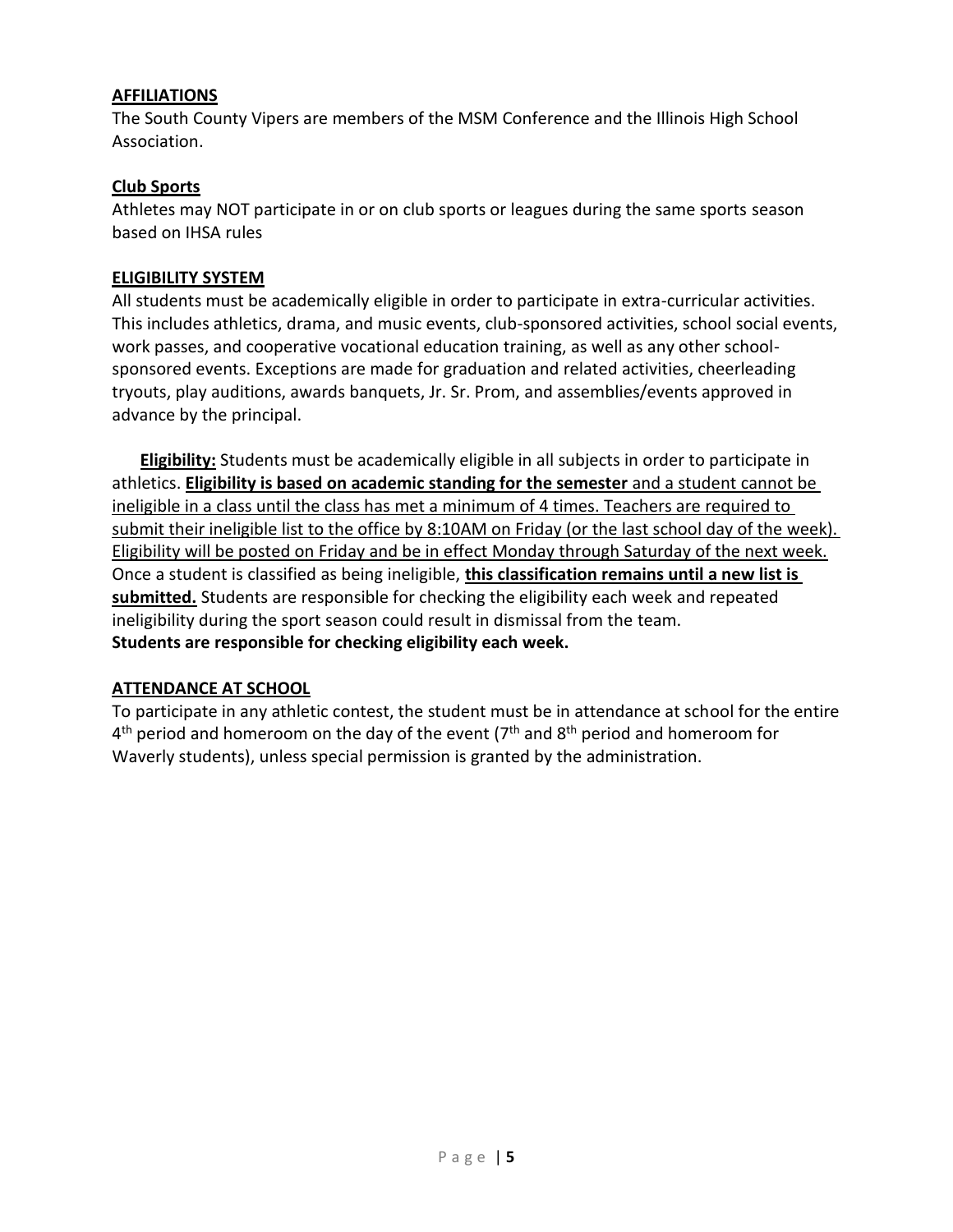## AFFILIATIONS

The South County Vipers are members of the MSM Conference and the Illinois High School Association.

## Club Sports

Athletes may NOT participate in or on club sports or leagues during the same sports season based on IHSA rules

## ELIGIBILITY SYSTEM

All students must be academically eligible in order to participate in extra-curricular activities. This includes athletics, drama, and music events, club-sponsored activities, school social events, work passes, and cooperative vocational education training, as well as any other school-sponsored events. Exceptions are made for graduation and related activities, cheerleading tryouts, play auditions, awards banquets, Jr. Sr. Prom, and assemblies/events approved in advance by the principal.

**Eligibility:** Students must be academically eligible in all subjects in order to participate in athletics. **Eligibility is based on academic standing for the semester** and a student cannot be ineligible in a class until the class has met a minimum of 4 times. Teachers are required to submit their ineligible list to the office by 8:10AM on Friday (or the last school day of the week). Eligibility will be posted on Friday and be in effect Monday through Saturday of the next week. Once a student is classified as being ineligible, **this classification remains until a new list is submitted.** Students are responsible for checking the eligibility each week and repeated ineligibility during the sport season could result in dismissal from the team.
**Students are responsible for checking eligibility each week.**

## ATTENDANCE AT SCHOOL

To participate in any athletic contest, the student must be in attendance at school for the entire 4th period and homeroom on the day of the event (7th and 8th period and homeroom for Waverly students), unless special permission is granted by the administration.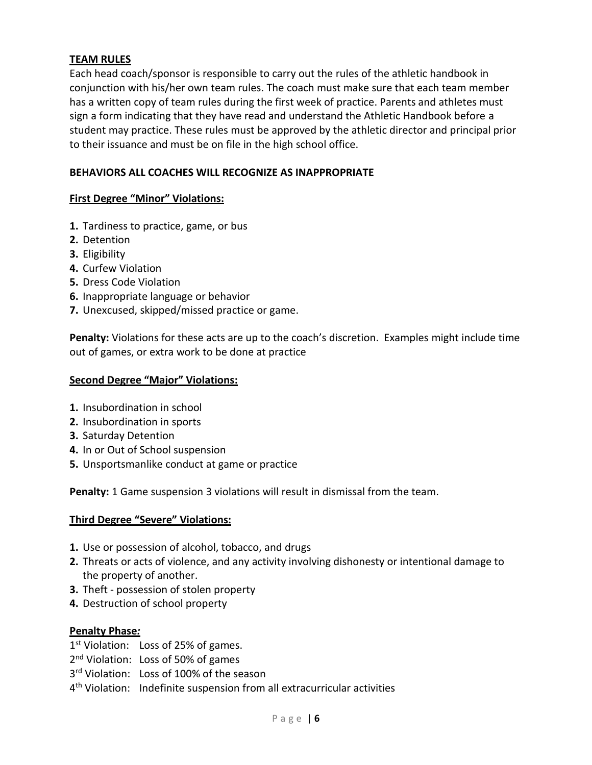## TEAM RULES

Each head coach/sponsor is responsible to carry out the rules of the athletic handbook in conjunction with his/her own team rules. The coach must make sure that each team member has a written copy of team rules during the first week of practice. Parents and athletes must sign a form indicating that they have read and understand the Athletic Handbook before a student may practice. These rules must be approved by the athletic director and principal prior to their issuance and must be on file in the high school office.

### BEHAVIORS ALL COACHES WILL RECOGNIZE AS INAPPROPRIATE

#### First Degree "Minor" Violations:

**1.** Tardiness to practice, game, or bus
**2.** Detention
**3.** Eligibility
**4.** Curfew Violation
**5.** Dress Code Violation
**6.** Inappropriate language or behavior
**7.** Unexcused, skipped/missed practice or game.

**Penalty:** Violations for these acts are up to the coach's discretion. Examples might include time out of games, or extra work to be done at practice

#### Second Degree "Major" Violations:

**1.** Insubordination in school
**2.** Insubordination in sports
**3.** Saturday Detention
**4.** In or Out of School suspension
**5.** Unsportsmanlike conduct at game or practice

**Penalty:** 1 Game suspension 3 violations will result in dismissal from the team.

#### Third Degree "Severe" Violations:

**1.** Use or possession of alcohol, tobacco, and drugs
**2.** Threats or acts of violence, and any activity involving dishonesty or intentional damage to the property of another.
**3.** Theft - possession of stolen property
**4.** Destruction of school property

#### Penalty Phase:

1st Violation: Loss of 25% of games.
2nd Violation: Loss of 50% of games
3rd Violation: Loss of 100% of the season
4th Violation: Indefinite suspension from all extracurricular activities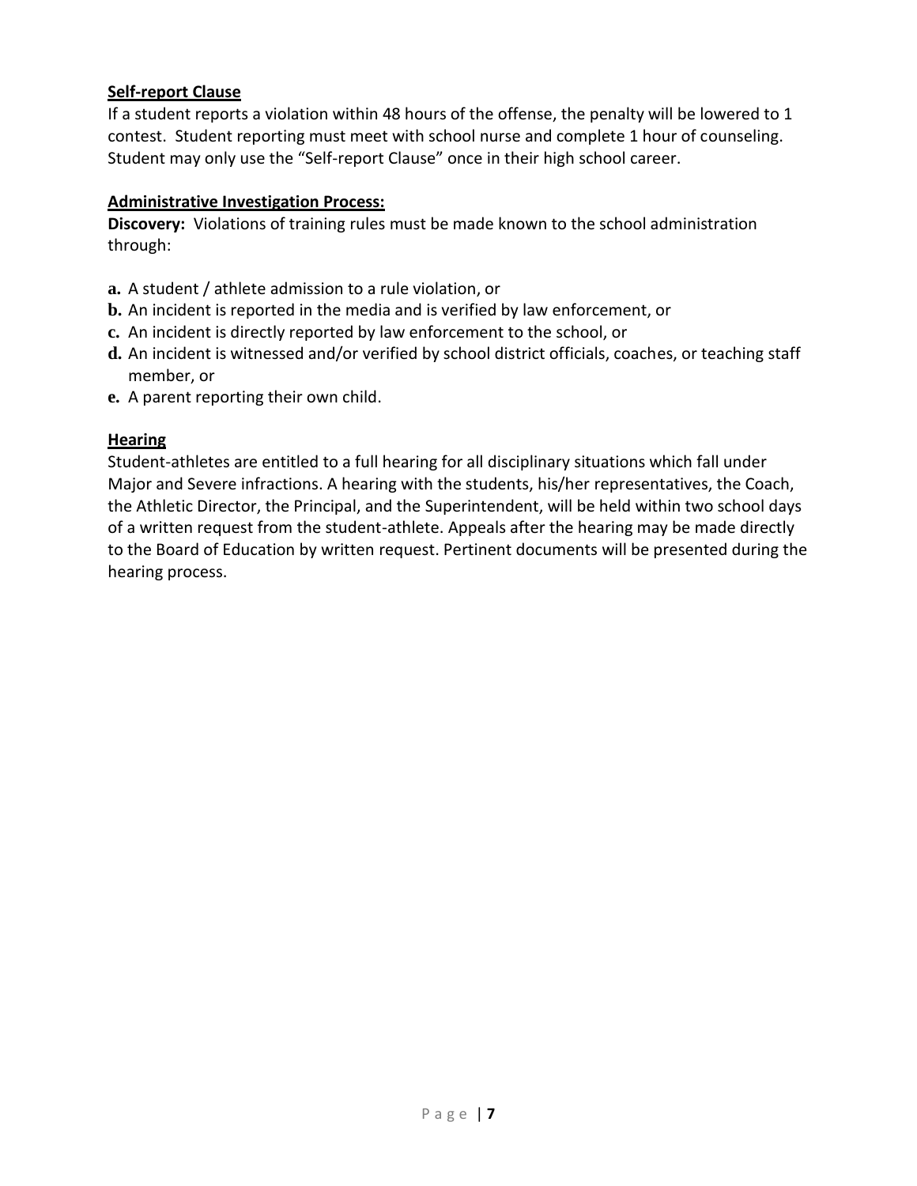**Self-report Clause**

If a student reports a violation within 48 hours of the offense, the penalty will be lowered to 1 contest. Student reporting must meet with school nurse and complete 1 hour of counseling. Student may only use the "Self-report Clause" once in their high school career.

**Administrative Investigation Process:**

**Discovery:** Violations of training rules must be made known to the school administration through:

- **a.** A student / athlete admission to a rule violation, or
- **b.** An incident is reported in the media and is verified by law enforcement, or
- **c.** An incident is directly reported by law enforcement to the school, or
- **d.** An incident is witnessed and/or verified by school district officials, coaches, or teaching staff member, or
- **e.** A parent reporting their own child.

**Hearing**

Student-athletes are entitled to a full hearing for all disciplinary situations which fall under Major and Severe infractions. A hearing with the students, his/her representatives, the Coach, the Athletic Director, the Principal, and the Superintendent, will be held within two school days of a written request from the student-athlete. Appeals after the hearing may be made directly to the Board of Education by written request. Pertinent documents will be presented during the hearing process.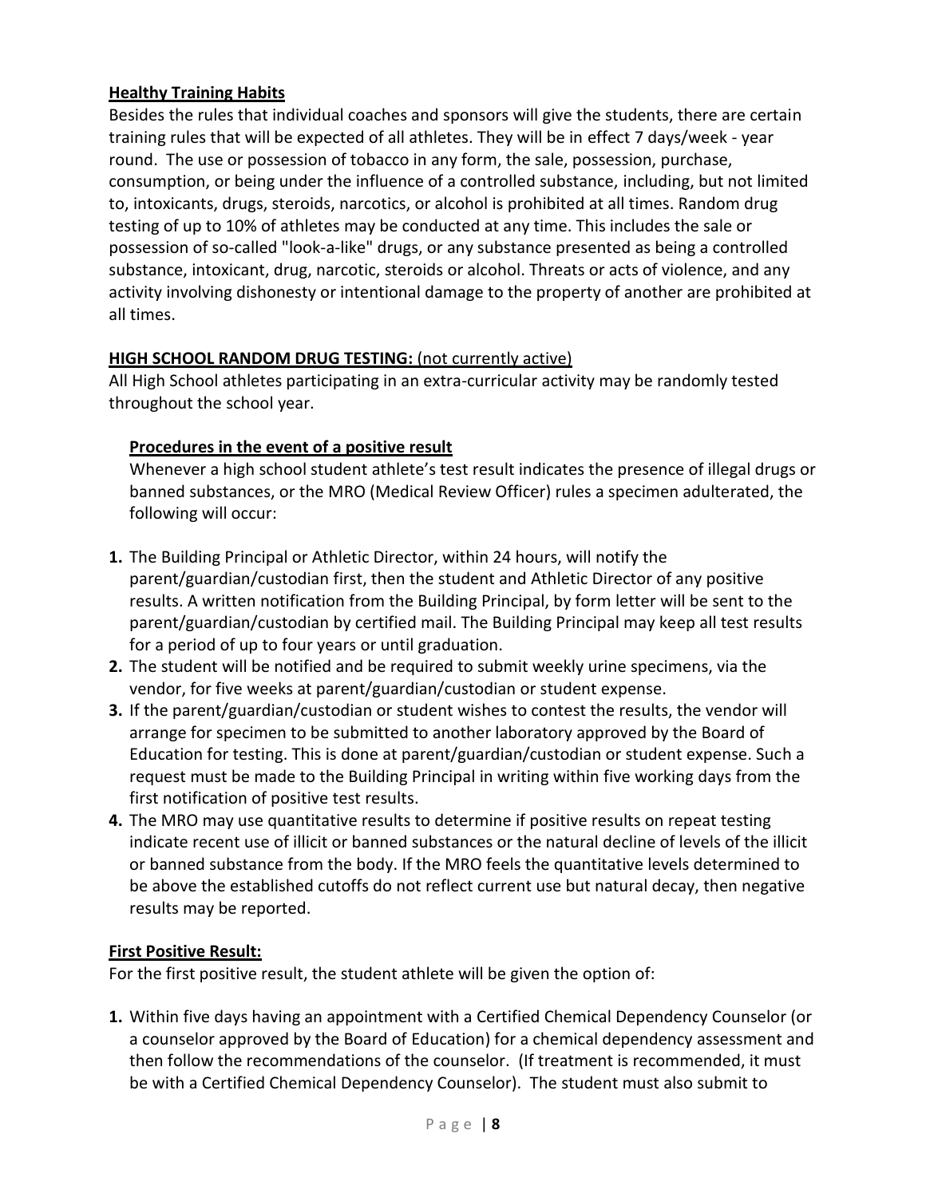**Healthy Training Habits**

Besides the rules that individual coaches and sponsors will give the students, there are certain training rules that will be expected of all athletes. They will be in effect 7 days/week - year round. The use or possession of tobacco in any form, the sale, possession, purchase, consumption, or being under the influence of a controlled substance, including, but not limited to, intoxicants, drugs, steroids, narcotics, or alcohol is prohibited at all times. Random drug testing of up to 10% of athletes may be conducted at any time. This includes the sale or possession of so-called "look-a-like" drugs, or any substance presented as being a controlled substance, intoxicant, drug, narcotic, steroids or alcohol. Threats or acts of violence, and any activity involving dishonesty or intentional damage to the property of another are prohibited at all times.

**HIGH SCHOOL RANDOM DRUG TESTING:** (not currently active)

All High School athletes participating in an extra-curricular activity may be randomly tested throughout the school year.

**Procedures in the event of a positive result**

Whenever a high school student athlete's test result indicates the presence of illegal drugs or banned substances, or the MRO (Medical Review Officer) rules a specimen adulterated, the following will occur:

1. The Building Principal or Athletic Director, within 24 hours, will notify the parent/guardian/custodian first, then the student and Athletic Director of any positive results. A written notification from the Building Principal, by form letter will be sent to the parent/guardian/custodian by certified mail. The Building Principal may keep all test results for a period of up to four years or until graduation.
2. The student will be notified and be required to submit weekly urine specimens, via the vendor, for five weeks at parent/guardian/custodian or student expense.
3. If the parent/guardian/custodian or student wishes to contest the results, the vendor will arrange for specimen to be submitted to another laboratory approved by the Board of Education for testing. This is done at parent/guardian/custodian or student expense. Such a request must be made to the Building Principal in writing within five working days from the first notification of positive test results.
4. The MRO may use quantitative results to determine if positive results on repeat testing indicate recent use of illicit or banned substances or the natural decline of levels of the illicit or banned substance from the body. If the MRO feels the quantitative levels determined to be above the established cutoffs do not reflect current use but natural decay, then negative results may be reported.

**First Positive Result:**

For the first positive result, the student athlete will be given the option of:

1. Within five days having an appointment with a Certified Chemical Dependency Counselor (or a counselor approved by the Board of Education) for a chemical dependency assessment and then follow the recommendations of the counselor. (If treatment is recommended, it must be with a Certified Chemical Dependency Counselor). The student must also submit to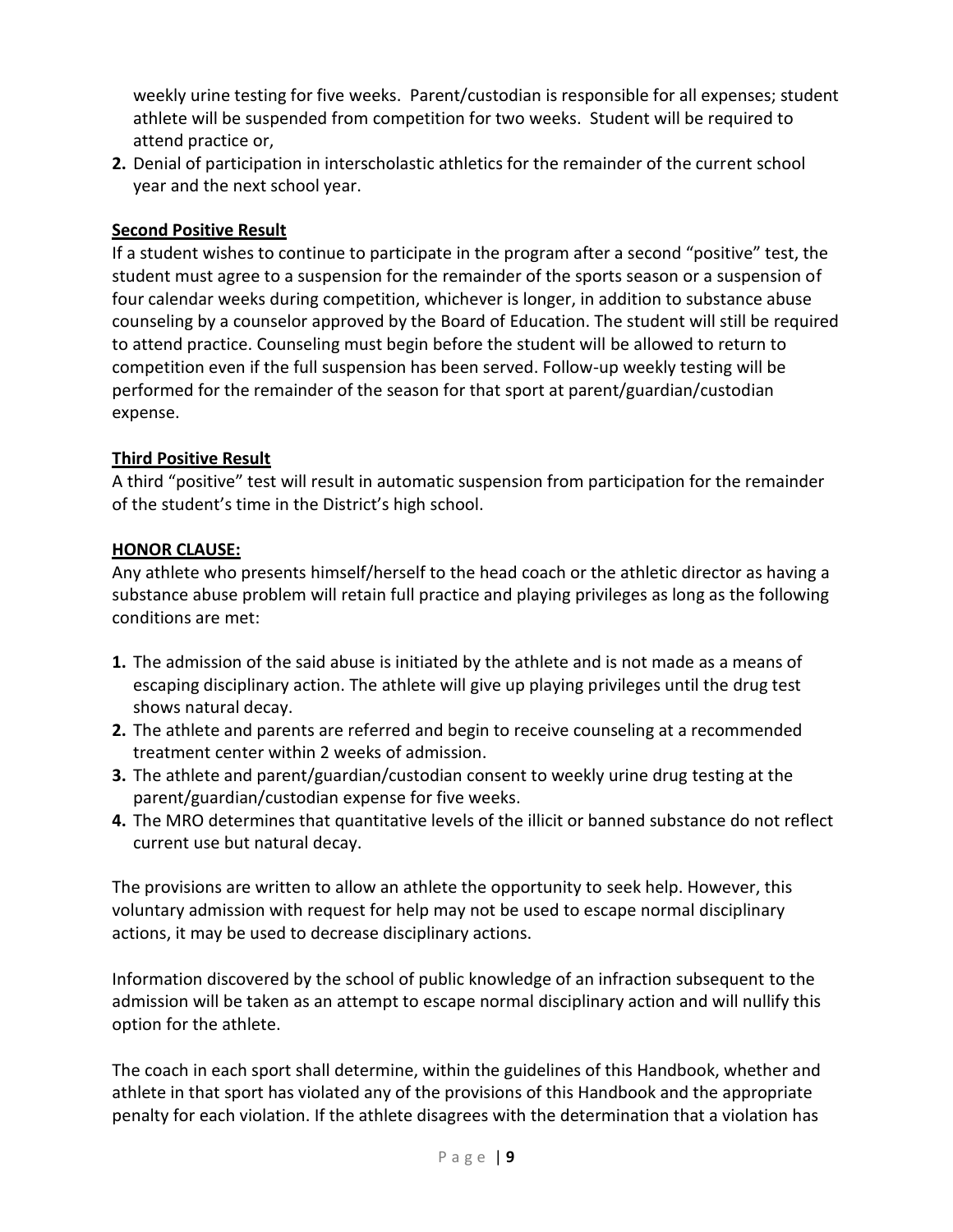weekly urine testing for five weeks. Parent/custodian is responsible for all expenses; student athlete will be suspended from competition for two weeks. Student will be required to attend practice or,

**2.** Denial of participation in interscholastic athletics for the remainder of the current school year and the next school year.

**Second Positive Result**

If a student wishes to continue to participate in the program after a second "positive" test, the student must agree to a suspension for the remainder of the sports season or a suspension of four calendar weeks during competition, whichever is longer, in addition to substance abuse counseling by a counselor approved by the Board of Education. The student will still be required to attend practice. Counseling must begin before the student will be allowed to return to competition even if the full suspension has been served. Follow-up weekly testing will be performed for the remainder of the season for that sport at parent/guardian/custodian expense.

**Third Positive Result**

A third "positive" test will result in automatic suspension from participation for the remainder of the student's time in the District's high school.

**HONOR CLAUSE:**

Any athlete who presents himself/herself to the head coach or the athletic director as having a substance abuse problem will retain full practice and playing privileges as long as the following conditions are met:

**1.** The admission of the said abuse is initiated by the athlete and is not made as a means of escaping disciplinary action. The athlete will give up playing privileges until the drug test shows natural decay.

**2.** The athlete and parents are referred and begin to receive counseling at a recommended treatment center within 2 weeks of admission.

**3.** The athlete and parent/guardian/custodian consent to weekly urine drug testing at the parent/guardian/custodian expense for five weeks.

**4.** The MRO determines that quantitative levels of the illicit or banned substance do not reflect current use but natural decay.

The provisions are written to allow an athlete the opportunity to seek help. However, this voluntary admission with request for help may not be used to escape normal disciplinary actions, it may be used to decrease disciplinary actions.

Information discovered by the school of public knowledge of an infraction subsequent to the admission will be taken as an attempt to escape normal disciplinary action and will nullify this option for the athlete.

The coach in each sport shall determine, within the guidelines of this Handbook, whether and athlete in that sport has violated any of the provisions of this Handbook and the appropriate penalty for each violation. If the athlete disagrees with the determination that a violation has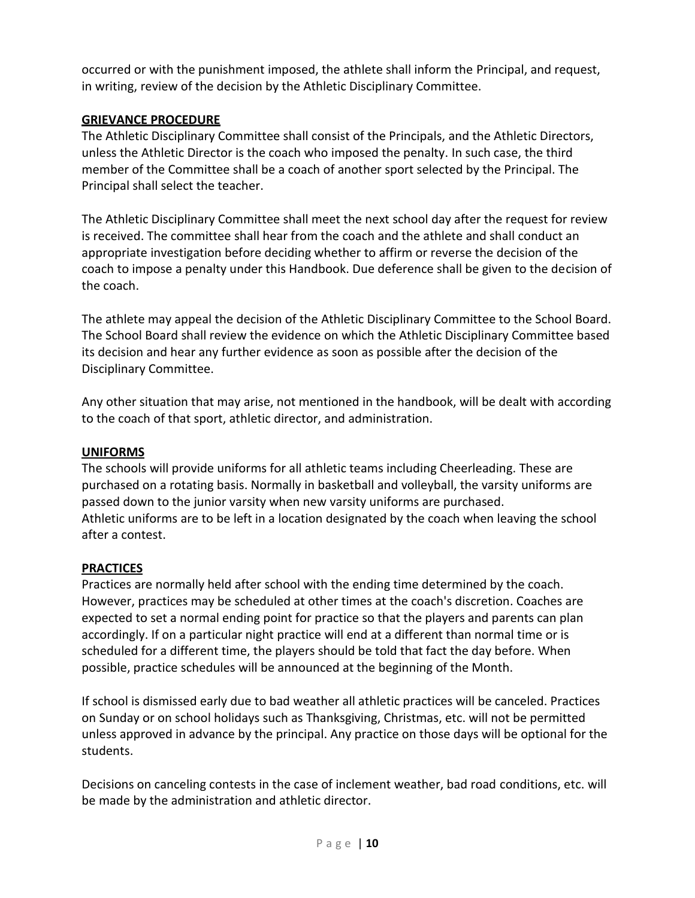occurred or with the punishment imposed, the athlete shall inform the Principal, and request, in writing, review of the decision by the Athletic Disciplinary Committee.

## GRIEVANCE PROCEDURE

The Athletic Disciplinary Committee shall consist of the Principals, and the Athletic Directors, unless the Athletic Director is the coach who imposed the penalty. In such case, the third member of the Committee shall be a coach of another sport selected by the Principal. The Principal shall select the teacher.

The Athletic Disciplinary Committee shall meet the next school day after the request for review is received. The committee shall hear from the coach and the athlete and shall conduct an appropriate investigation before deciding whether to affirm or reverse the decision of the coach to impose a penalty under this Handbook. Due deference shall be given to the decision of the coach.

The athlete may appeal the decision of the Athletic Disciplinary Committee to the School Board. The School Board shall review the evidence on which the Athletic Disciplinary Committee based its decision and hear any further evidence as soon as possible after the decision of the Disciplinary Committee.

Any other situation that may arise, not mentioned in the handbook, will be dealt with according to the coach of that sport, athletic director, and administration.

## UNIFORMS

The schools will provide uniforms for all athletic teams including Cheerleading. These are purchased on a rotating basis. Normally in basketball and volleyball, the varsity uniforms are passed down to the junior varsity when new varsity uniforms are purchased.
Athletic uniforms are to be left in a location designated by the coach when leaving the school after a contest.

## PRACTICES

Practices are normally held after school with the ending time determined by the coach. However, practices may be scheduled at other times at the coach's discretion. Coaches are expected to set a normal ending point for practice so that the players and parents can plan accordingly. If on a particular night practice will end at a different than normal time or is scheduled for a different time, the players should be told that fact the day before. When possible, practice schedules will be announced at the beginning of the Month.

If school is dismissed early due to bad weather all athletic practices will be canceled. Practices on Sunday or on school holidays such as Thanksgiving, Christmas, etc. will not be permitted unless approved in advance by the principal. Any practice on those days will be optional for the students.

Decisions on canceling contests in the case of inclement weather, bad road conditions, etc. will be made by the administration and athletic director.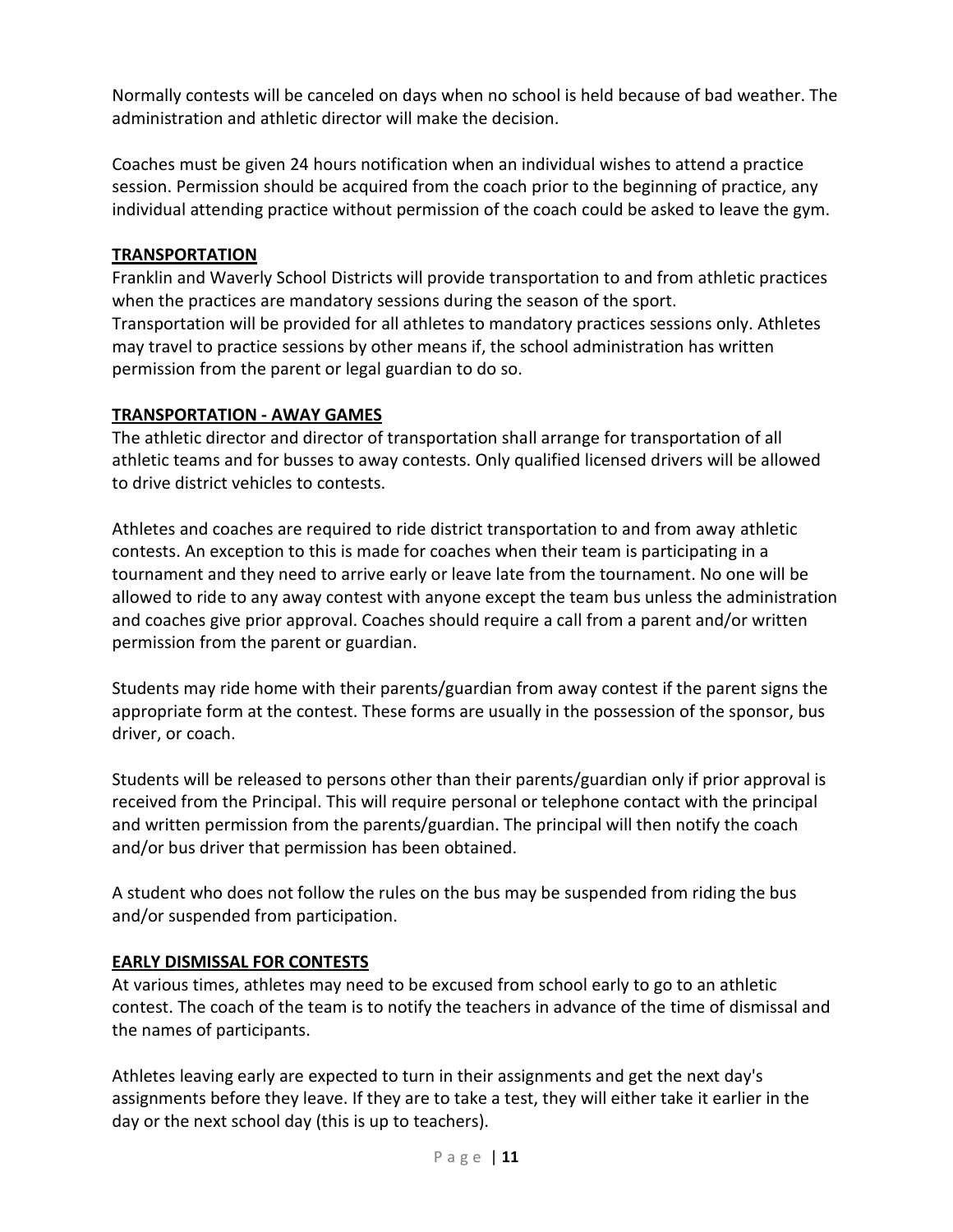Normally contests will be canceled on days when no school is held because of bad weather. The administration and athletic director will make the decision.

Coaches must be given 24 hours notification when an individual wishes to attend a practice session. Permission should be acquired from the coach prior to the beginning of practice, any individual attending practice without permission of the coach could be asked to leave the gym.

## TRANSPORTATION

Franklin and Waverly School Districts will provide transportation to and from athletic practices when the practices are mandatory sessions during the season of the sport.
Transportation will be provided for all athletes to mandatory practices sessions only. Athletes may travel to practice sessions by other means if, the school administration has written permission from the parent or legal guardian to do so.

## TRANSPORTATION - AWAY GAMES

The athletic director and director of transportation shall arrange for transportation of all athletic teams and for busses to away contests. Only qualified licensed drivers will be allowed to drive district vehicles to contests.

Athletes and coaches are required to ride district transportation to and from away athletic contests. An exception to this is made for coaches when their team is participating in a tournament and they need to arrive early or leave late from the tournament. No one will be allowed to ride to any away contest with anyone except the team bus unless the administration and coaches give prior approval. Coaches should require a call from a parent and/or written permission from the parent or guardian.

Students may ride home with their parents/guardian from away contest if the parent signs the appropriate form at the contest. These forms are usually in the possession of the sponsor, bus driver, or coach.

Students will be released to persons other than their parents/guardian only if prior approval is received from the Principal. This will require personal or telephone contact with the principal and written permission from the parents/guardian. The principal will then notify the coach and/or bus driver that permission has been obtained.

A student who does not follow the rules on the bus may be suspended from riding the bus and/or suspended from participation.

## EARLY DISMISSAL FOR CONTESTS

At various times, athletes may need to be excused from school early to go to an athletic contest. The coach of the team is to notify the teachers in advance of the time of dismissal and the names of participants.

Athletes leaving early are expected to turn in their assignments and get the next day's assignments before they leave. If they are to take a test, they will either take it earlier in the day or the next school day (this is up to teachers).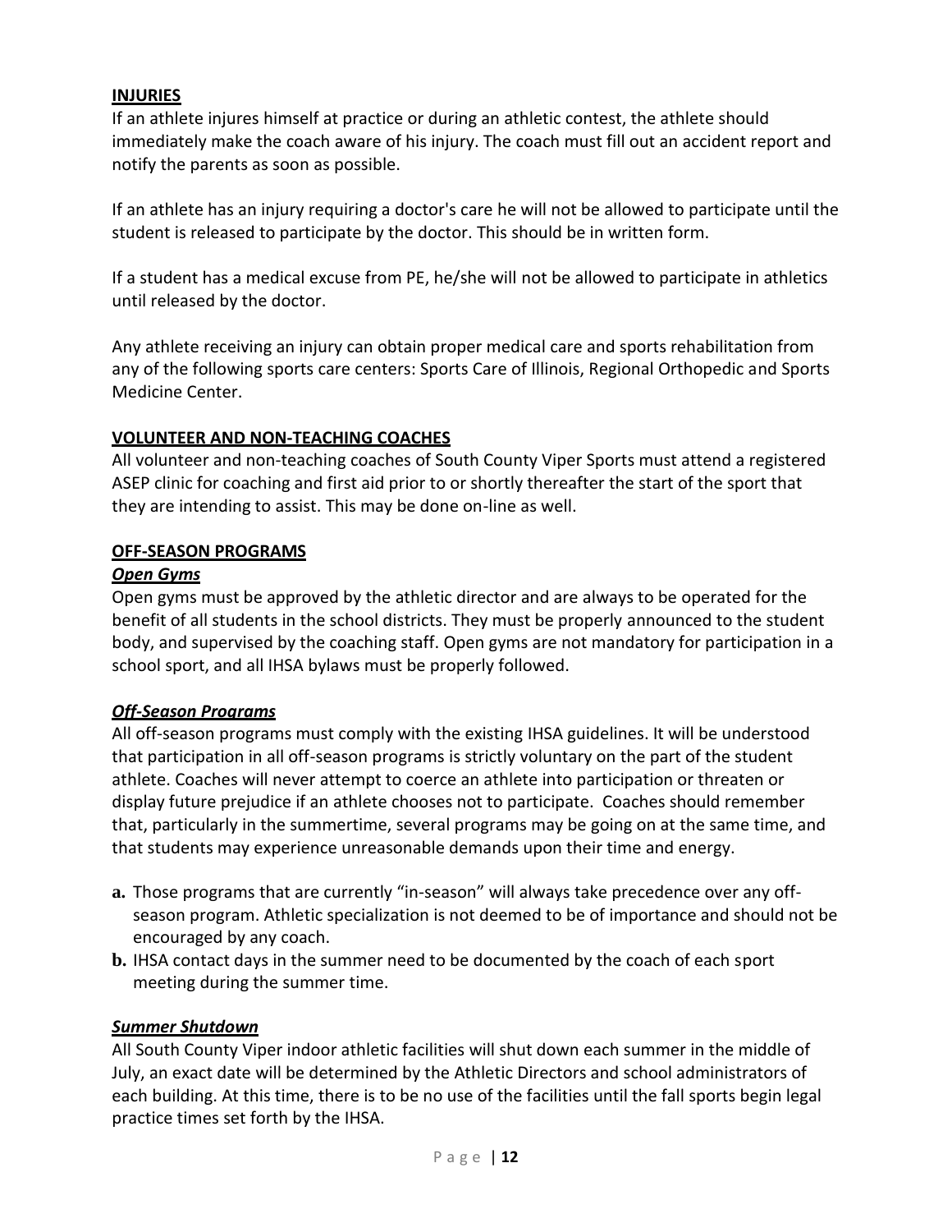## INJURIES

If an athlete injures himself at practice or during an athletic contest, the athlete should immediately make the coach aware of his injury. The coach must fill out an accident report and notify the parents as soon as possible.

If an athlete has an injury requiring a doctor's care he will not be allowed to participate until the student is released to participate by the doctor. This should be in written form.

If a student has a medical excuse from PE, he/she will not be allowed to participate in athletics until released by the doctor.

Any athlete receiving an injury can obtain proper medical care and sports rehabilitation from any of the following sports care centers: Sports Care of Illinois, Regional Orthopedic and Sports Medicine Center.

## VOLUNTEER AND NON-TEACHING COACHES

All volunteer and non-teaching coaches of South County Viper Sports must attend a registered ASEP clinic for coaching and first aid prior to or shortly thereafter the start of the sport that they are intending to assist. This may be done on-line as well.

## OFF-SEASON PROGRAMS

### *Open Gyms*

Open gyms must be approved by the athletic director and are always to be operated for the benefit of all students in the school districts. They must be properly announced to the student body, and supervised by the coaching staff. Open gyms are not mandatory for participation in a school sport, and all IHSA bylaws must be properly followed.

### *Off-Season Programs*

All off-season programs must comply with the existing IHSA guidelines. It will be understood that participation in all off-season programs is strictly voluntary on the part of the student athlete. Coaches will never attempt to coerce an athlete into participation or threaten or display future prejudice if an athlete chooses not to participate. Coaches should remember that, particularly in the summertime, several programs may be going on at the same time, and that students may experience unreasonable demands upon their time and energy.

**a.** Those programs that are currently "in-season" will always take precedence over any off-season program. Athletic specialization is not deemed to be of importance and should not be encouraged by any coach.

**b.** IHSA contact days in the summer need to be documented by the coach of each sport meeting during the summer time.

### *Summer Shutdown*

All South County Viper indoor athletic facilities will shut down each summer in the middle of July, an exact date will be determined by the Athletic Directors and school administrators of each building. At this time, there is to be no use of the facilities until the fall sports begin legal practice times set forth by the IHSA.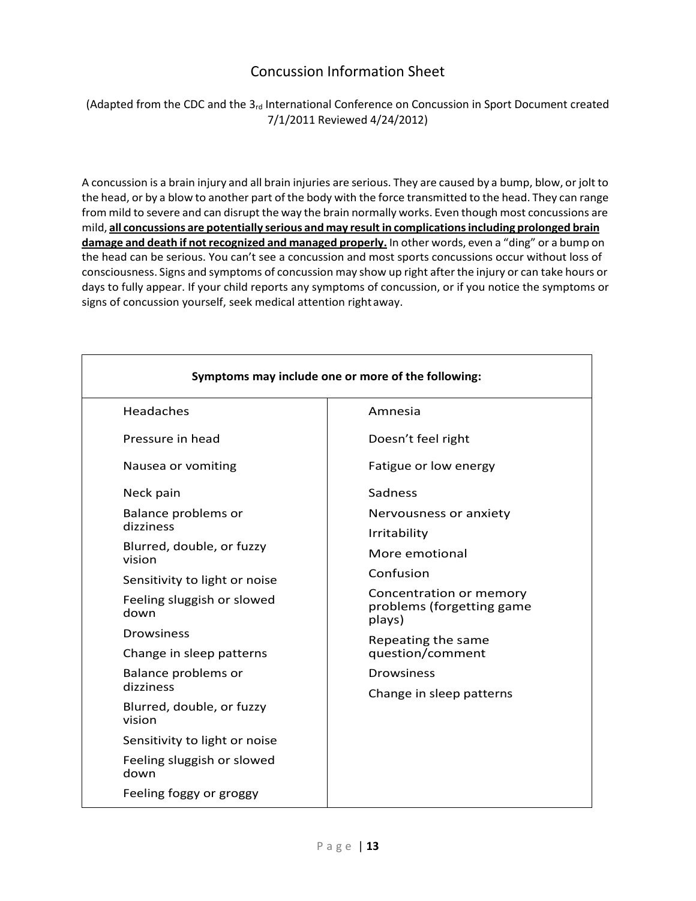# Concussion Information Sheet

(Adapted from the CDC and the 3rd International Conference on Concussion in Sport Document created 7/1/2011 Reviewed 4/24/2012)

A concussion is a brain injury and all brain injuries are serious. They are caused by a bump, blow, or jolt to the head, or by a blow to another part of the body with the force transmitted to the head. They can range from mild to severe and can disrupt the way the brain normally works. Even though most concussions are mild, **<u>all concussions are potentially serious and may result in complications including prolonged brain damage and death if not recognized and managed properly.</u>** In other words, even a "ding" or a bump on the head can be serious. You can't see a concussion and most sports concussions occur without loss of consciousness. Signs and symptoms of concussion may show up right after the injury or can take hours or days to fully appear. If your child reports any symptoms of concussion, or if you notice the symptoms or signs of concussion yourself, seek medical attention right away.

| **Symptoms may include one or more of the following:** | |
|---|---|
| Headaches | Amnesia |
| Pressure in head | Doesn't feel right |
| Nausea or vomiting | Fatigue or low energy |
| Neck pain | Sadness |
| Balance problems or dizziness | Nervousness or anxiety |
| Blurred, double, or fuzzy vision | Irritability |
| Sensitivity to light or noise | More emotional |
| Feeling sluggish or slowed down | Confusion |
| Drowsiness | Concentration or memory problems (forgetting game plays) |
| Change in sleep patterns | Repeating the same question/comment |
| Balance problems or dizziness | Drowsiness |
| Blurred, double, or fuzzy vision | Change in sleep patterns |
| Sensitivity to light or noise | |
| Feeling sluggish or slowed down | |
| Feeling foggy or groggy | |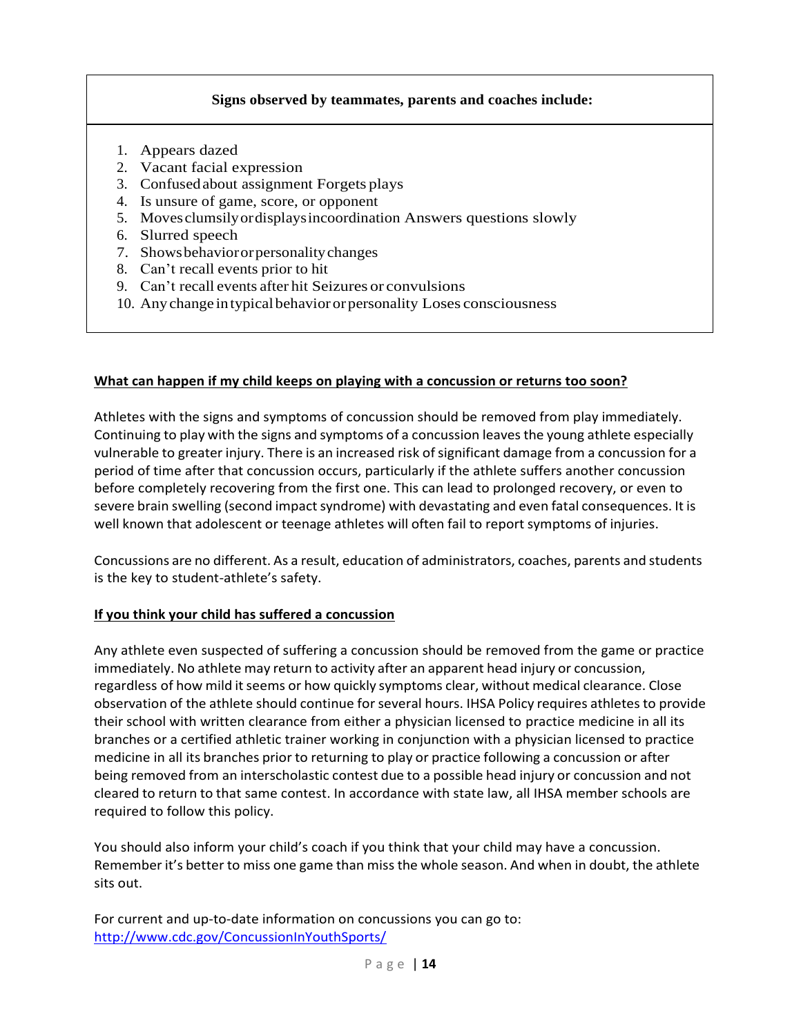| Signs observed by teammates, parents and coaches include: |
| --- |
| 1. Appears dazed<br>2. Vacant facial expression<br>3. Confused about assignment Forgets plays<br>4. Is unsure of game, score, or opponent<br>5. Moves clumsily or displays incoordination Answers questions slowly<br>6. Slurred speech<br>7. Shows behavior or personality changes<br>8. Can't recall events prior to hit<br>9. Can't recall events after hit Seizures or convulsions<br>10. Any change in typical behavior or personality Loses consciousness |

**What can happen if my child keeps on playing with a concussion or returns too soon?**

Athletes with the signs and symptoms of concussion should be removed from play immediately. Continuing to play with the signs and symptoms of a concussion leaves the young athlete especially vulnerable to greater injury. There is an increased risk of significant damage from a concussion for a period of time after that concussion occurs, particularly if the athlete suffers another concussion before completely recovering from the first one. This can lead to prolonged recovery, or even to severe brain swelling (second impact syndrome) with devastating and even fatal consequences. It is well known that adolescent or teenage athletes will often fail to report symptoms of injuries.

Concussions are no different. As a result, education of administrators, coaches, parents and students is the key to student-athlete's safety.

**If you think your child has suffered a concussion**

Any athlete even suspected of suffering a concussion should be removed from the game or practice immediately. No athlete may return to activity after an apparent head injury or concussion, regardless of how mild it seems or how quickly symptoms clear, without medical clearance. Close observation of the athlete should continue for several hours. IHSA Policy requires athletes to provide their school with written clearance from either a physician licensed to practice medicine in all its branches or a certified athletic trainer working in conjunction with a physician licensed to practice medicine in all its branches prior to returning to play or practice following a concussion or after being removed from an interscholastic contest due to a possible head injury or concussion and not cleared to return to that same contest. In accordance with state law, all IHSA member schools are required to follow this policy.

You should also inform your child's coach if you think that your child may have a concussion. Remember it's better to miss one game than miss the whole season. And when in doubt, the athlete sits out.

For current and up-to-date information on concussions you can go to:
http://www.cdc.gov/ConcussionInYouthSports/